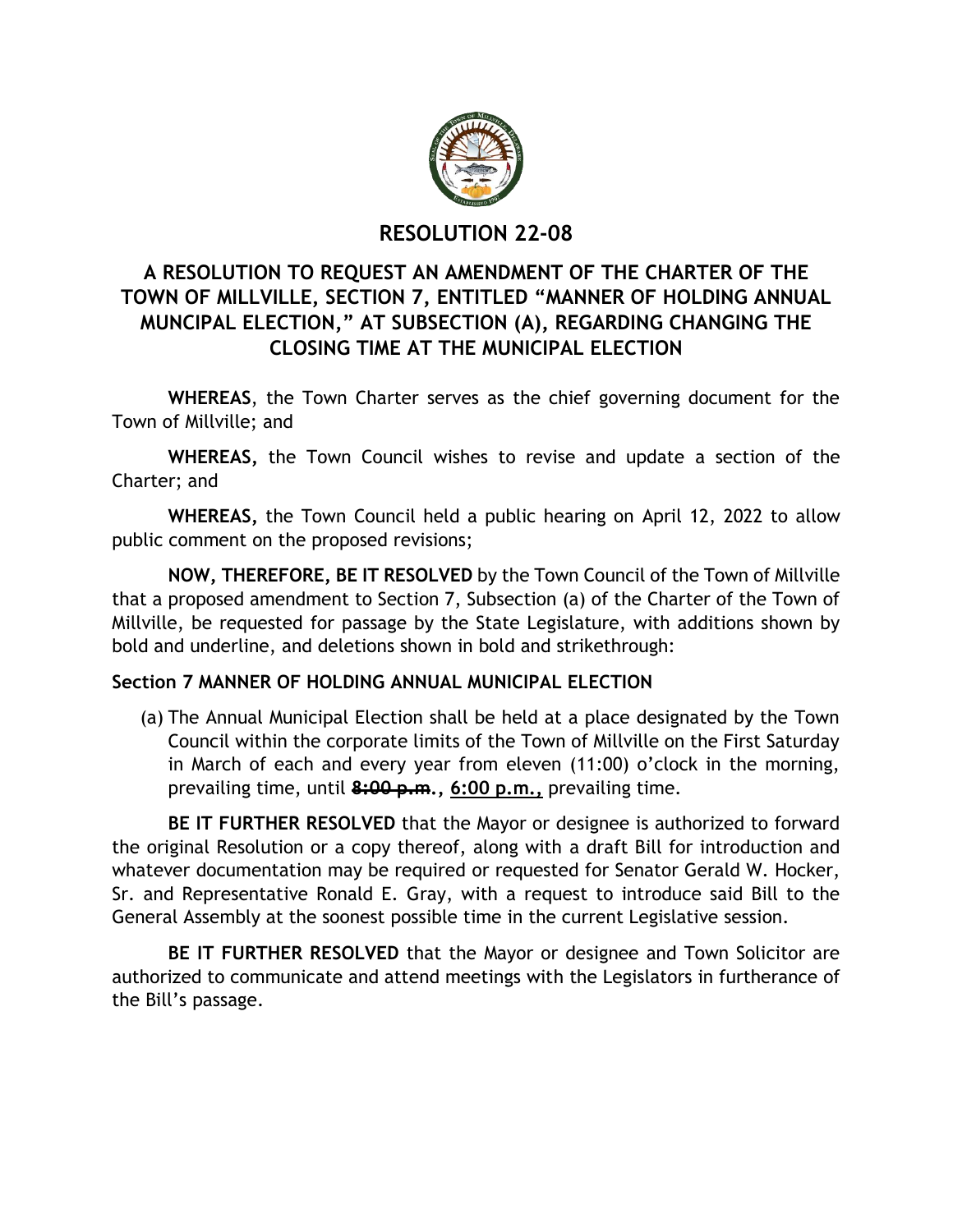# RESOLUTION 22-08

## A RESOLUTION TO REQUEST AN AMENDMENT OF THE CHARTER OF THE TOWN OF MILLVILLE, SECTION 7, ENTITLED "MANNER OF HOLDING ANNUAL MUNCIPAL ELECTION," AT SUBSECTION (A), REGARDING CHANGING THE CLOSING TIME AT THE MUNICIPAL ELECTION

**WHEREAS**, the Town Charter serves as the chief governing document for the Town of Millville; and

**WHEREAS,** the Town Council wishes to revise and update a section of the Charter; and

**WHEREAS,** the Town Council held a public hearing on April 12, 2022 to allow public comment on the proposed revisions;

**NOW, THEREFORE, BE IT RESOLVED** by the Town Council of the Town of Millville that a proposed amendment to Section 7, Subsection (a) of the Charter of the Town of Millville, be requested for passage by the State Legislature, with additions shown by bold and underline, and deletions shown in bold and strikethrough:

**Section 7 MANNER OF HOLDING ANNUAL MUNICIPAL ELECTION**

(a) The Annual Municipal Election shall be held at a place designated by the Town Council within the corporate limits of the Town of Millville on the First Saturday in March of each and every year from eleven (11:00) o'clock in the morning, prevailing time, until **~~8:00 p.m~~.,** **<u>6:00 p.m.,</u>** prevailing time.

**BE IT FURTHER RESOLVED** that the Mayor or designee is authorized to forward the original Resolution or a copy thereof, along with a draft Bill for introduction and whatever documentation may be required or requested for Senator Gerald W. Hocker, Sr. and Representative Ronald E. Gray, with a request to introduce said Bill to the General Assembly at the soonest possible time in the current Legislative session.

**BE IT FURTHER RESOLVED** that the Mayor or designee and Town Solicitor are authorized to communicate and attend meetings with the Legislators in furtherance of the Bill's passage.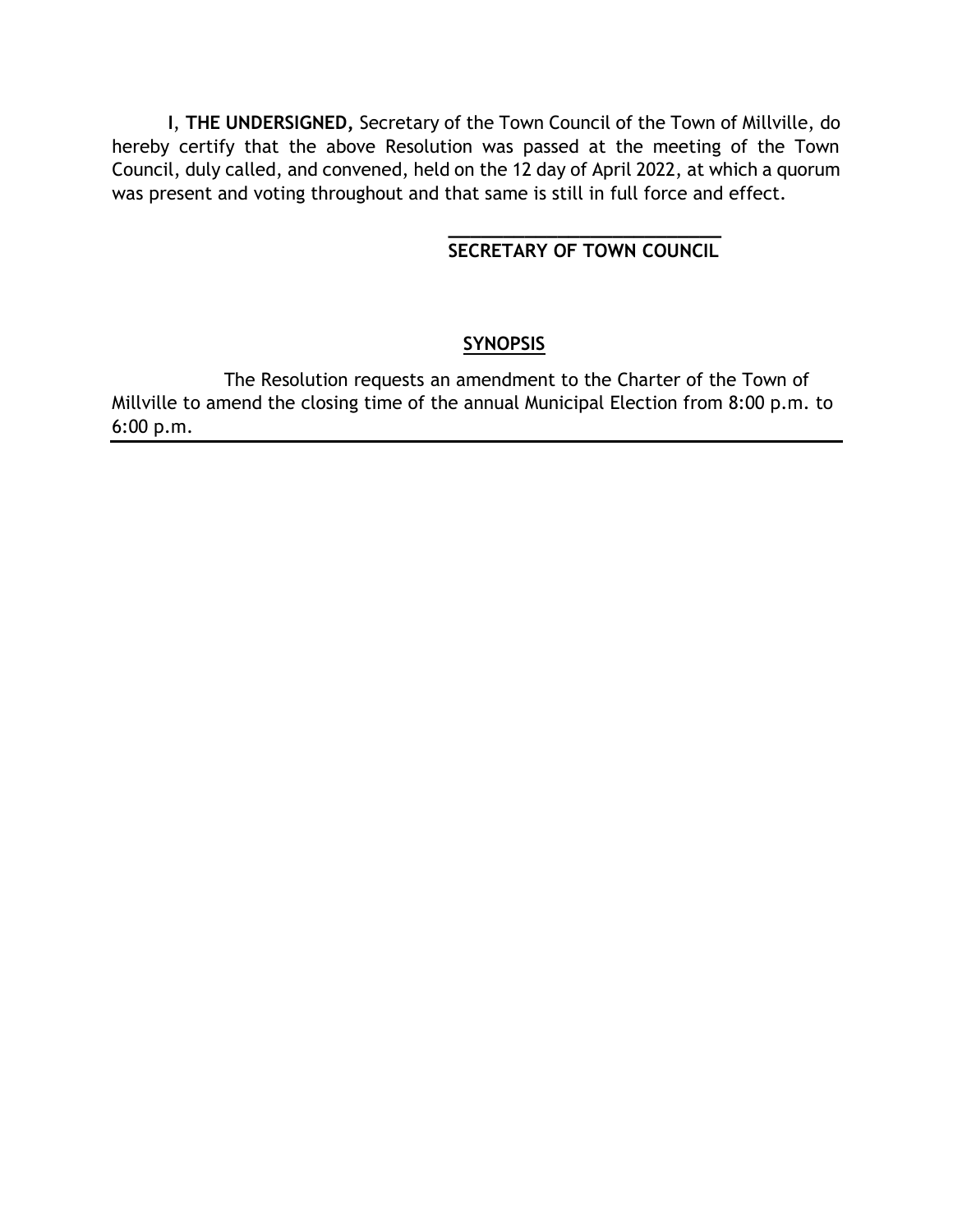**I**, **THE UNDERSIGNED,** Secretary of the Town Council of the Town of Millville, do hereby certify that the above Resolution was passed at the meeting of the Town Council, duly called, and convened, held on the 12 day of April 2022, at which a quorum was present and voting throughout and that same is still in full force and effect.

\_\_\_\_\_\_\_\_\_\_\_\_\_\_\_\_\_\_\_\_\_\_\_\_\_\_\_\_

**SECRETARY OF TOWN COUNCIL**

## SYNOPSIS

The Resolution requests an amendment to the Charter of the Town of Millville to amend the closing time of the annual Municipal Election from 8:00 p.m. to 6:00 p.m.